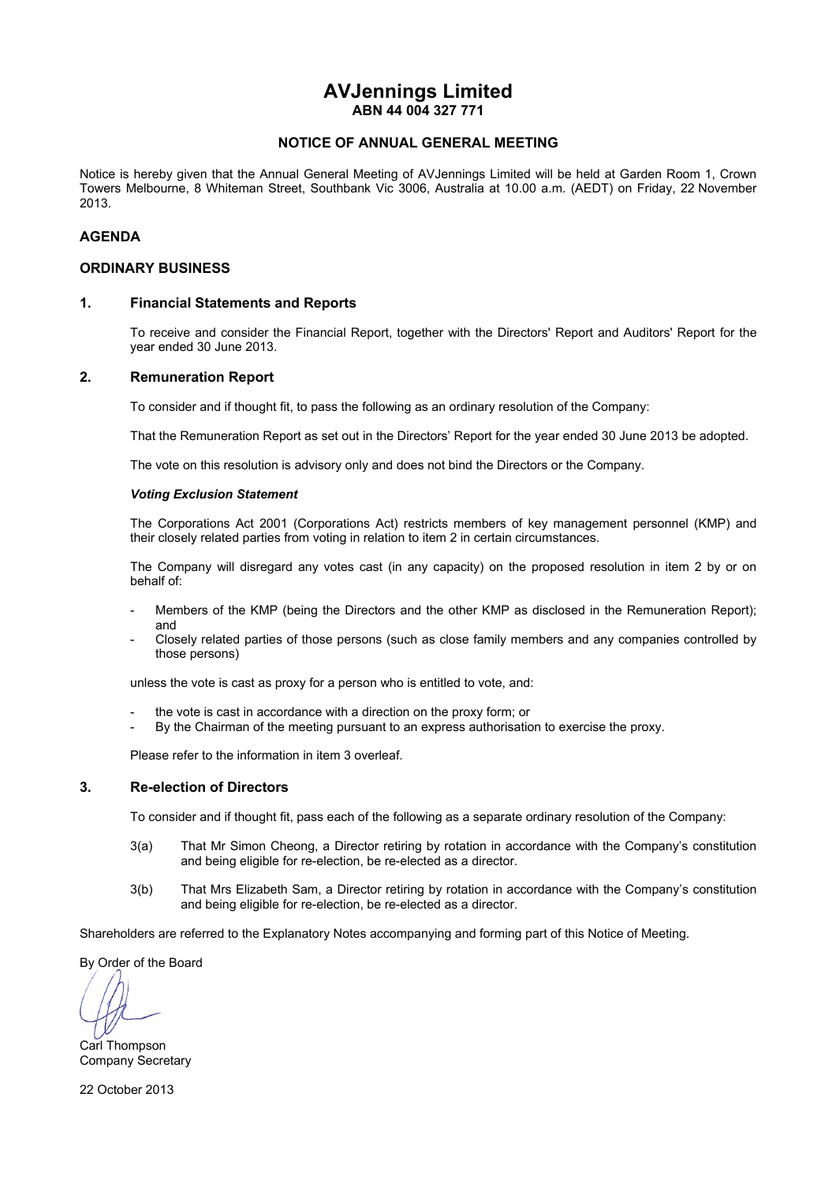# AVJennings Limited
**ABN 44 004 327 771**

## NOTICE OF ANNUAL GENERAL MEETING

Notice is hereby given that the Annual General Meeting of AVJennings Limited will be held at Garden Room 1, Crown Towers Melbourne, 8 Whiteman Street, Southbank Vic 3006, Australia at 10.00 a.m. (AEDT) on Friday, 22 November 2013.

## AGENDA

## ORDINARY BUSINESS

### 1. Financial Statements and Reports

To receive and consider the Financial Report, together with the Directors' Report and Auditors' Report for the year ended 30 June 2013.

### 2. Remuneration Report

To consider and if thought fit, to pass the following as an ordinary resolution of the Company:

That the Remuneration Report as set out in the Directors' Report for the year ended 30 June 2013 be adopted.

The vote on this resolution is advisory only and does not bind the Directors or the Company.

***Voting Exclusion Statement***

The Corporations Act 2001 (Corporations Act) restricts members of key management personnel (KMP) and their closely related parties from voting in relation to item 2 in certain circumstances.

The Company will disregard any votes cast (in any capacity) on the proposed resolution in item 2 by or on behalf of:

- Members of the KMP (being the Directors and the other KMP as disclosed in the Remuneration Report); and
- Closely related parties of those persons (such as close family members and any companies controlled by those persons)

unless the vote is cast as proxy for a person who is entitled to vote, and:

- the vote is cast in accordance with a direction on the proxy form; or
- By the Chairman of the meeting pursuant to an express authorisation to exercise the proxy.

Please refer to the information in item 3 overleaf.

### 3. Re-election of Directors

To consider and if thought fit, pass each of the following as a separate ordinary resolution of the Company:

3(a) That Mr Simon Cheong, a Director retiring by rotation in accordance with the Company's constitution and being eligible for re-election, be re-elected as a director.

3(b) That Mrs Elizabeth Sam, a Director retiring by rotation in accordance with the Company's constitution and being eligible for re-election, be re-elected as a director.

Shareholders are referred to the Explanatory Notes accompanying and forming part of this Notice of Meeting.

By Order of the Board

Carl Thompson
Company Secretary

22 October 2013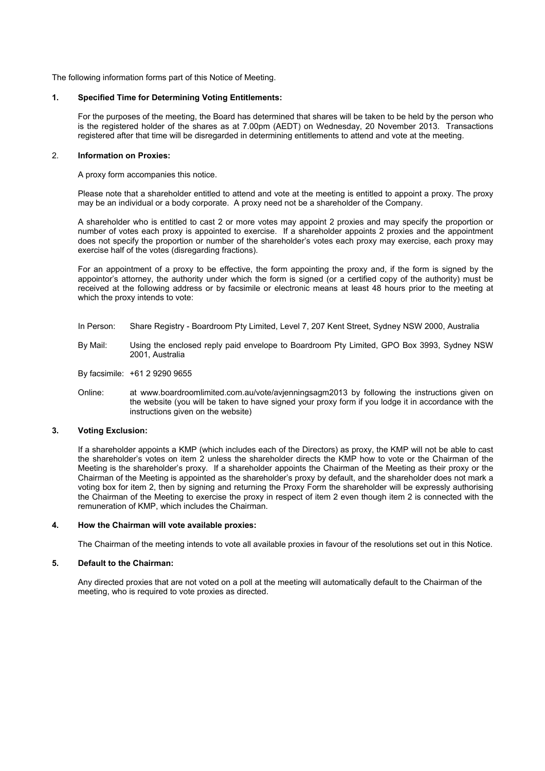The following information forms part of this Notice of Meeting.

**1. Specified Time for Determining Voting Entitlements:**

For the purposes of the meeting, the Board has determined that shares will be taken to be held by the person who is the registered holder of the shares as at 7.00pm (AEDT) on Wednesday, 20 November 2013. Transactions registered after that time will be disregarded in determining entitlements to attend and vote at the meeting.

**2. Information on Proxies:**

A proxy form accompanies this notice.

Please note that a shareholder entitled to attend and vote at the meeting is entitled to appoint a proxy. The proxy may be an individual or a body corporate. A proxy need not be a shareholder of the Company.

A shareholder who is entitled to cast 2 or more votes may appoint 2 proxies and may specify the proportion or number of votes each proxy is appointed to exercise. If a shareholder appoints 2 proxies and the appointment does not specify the proportion or number of the shareholder's votes each proxy may exercise, each proxy may exercise half of the votes (disregarding fractions).

For an appointment of a proxy to be effective, the form appointing the proxy and, if the form is signed by the appointor's attorney, the authority under which the form is signed (or a certified copy of the authority) must be received at the following address or by facsimile or electronic means at least 48 hours prior to the meeting at which the proxy intends to vote:

- In Person: Share Registry - Boardroom Pty Limited, Level 7, 207 Kent Street, Sydney NSW 2000, Australia
- By Mail: Using the enclosed reply paid envelope to Boardroom Pty Limited, GPO Box 3993, Sydney NSW 2001, Australia
- By facsimile: +61 2 9290 9655
- Online: at www.boardroomlimited.com.au/vote/avjenningsagm2013 by following the instructions given on the website (you will be taken to have signed your proxy form if you lodge it in accordance with the instructions given on the website)

**3. Voting Exclusion:**

If a shareholder appoints a KMP (which includes each of the Directors) as proxy, the KMP will not be able to cast the shareholder's votes on item 2 unless the shareholder directs the KMP how to vote or the Chairman of the Meeting is the shareholder's proxy. If a shareholder appoints the Chairman of the Meeting as their proxy or the Chairman of the Meeting is appointed as the shareholder's proxy by default, and the shareholder does not mark a voting box for item 2, then by signing and returning the Proxy Form the shareholder will be expressly authorising the Chairman of the Meeting to exercise the proxy in respect of item 2 even though item 2 is connected with the remuneration of KMP, which includes the Chairman.

**4. How the Chairman will vote available proxies:**

The Chairman of the meeting intends to vote all available proxies in favour of the resolutions set out in this Notice.

**5. Default to the Chairman:**

Any directed proxies that are not voted on a poll at the meeting will automatically default to the Chairman of the meeting, who is required to vote proxies as directed.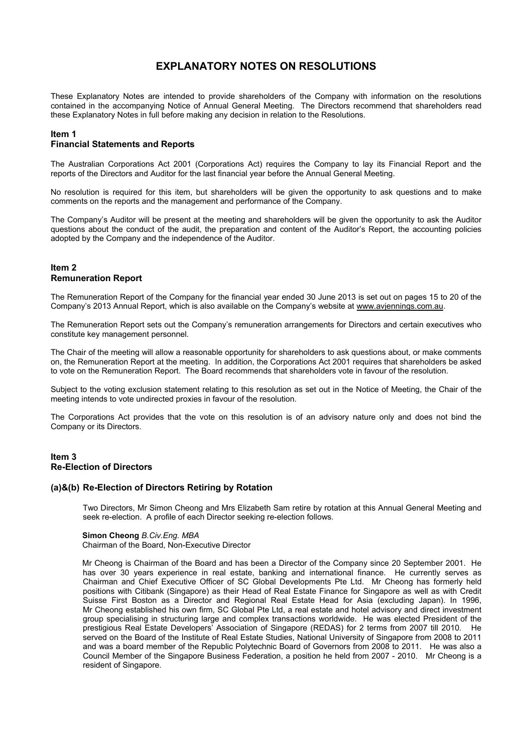# EXPLANATORY NOTES ON RESOLUTIONS

These Explanatory Notes are intended to provide shareholders of the Company with information on the resolutions contained in the accompanying Notice of Annual General Meeting. The Directors recommend that shareholders read these Explanatory Notes in full before making any decision in relation to the Resolutions.

## Item 1
## Financial Statements and Reports

The Australian Corporations Act 2001 (Corporations Act) requires the Company to lay its Financial Report and the reports of the Directors and Auditor for the last financial year before the Annual General Meeting.

No resolution is required for this item, but shareholders will be given the opportunity to ask questions and to make comments on the reports and the management and performance of the Company.

The Company's Auditor will be present at the meeting and shareholders will be given the opportunity to ask the Auditor questions about the conduct of the audit, the preparation and content of the Auditor's Report, the accounting policies adopted by the Company and the independence of the Auditor.

## Item 2
## Remuneration Report

The Remuneration Report of the Company for the financial year ended 30 June 2013 is set out on pages 15 to 20 of the Company's 2013 Annual Report, which is also available on the Company's website at www.avjennings.com.au.

The Remuneration Report sets out the Company's remuneration arrangements for Directors and certain executives who constitute key management personnel.

The Chair of the meeting will allow a reasonable opportunity for shareholders to ask questions about, or make comments on, the Remuneration Report at the meeting. In addition, the Corporations Act 2001 requires that shareholders be asked to vote on the Remuneration Report. The Board recommends that shareholders vote in favour of the resolution.

Subject to the voting exclusion statement relating to this resolution as set out in the Notice of Meeting, the Chair of the meeting intends to vote undirected proxies in favour of the resolution.

The Corporations Act provides that the vote on this resolution is of an advisory nature only and does not bind the Company or its Directors.

## Item 3
## Re-Election of Directors

### (a)&(b) Re-Election of Directors Retiring by Rotation

Two Directors, Mr Simon Cheong and Mrs Elizabeth Sam retire by rotation at this Annual General Meeting and seek re-election. A profile of each Director seeking re-election follows.

**Simon Cheong** *B.Civ.Eng. MBA*
Chairman of the Board, Non-Executive Director

Mr Cheong is Chairman of the Board and has been a Director of the Company since 20 September 2001. He has over 30 years experience in real estate, banking and international finance. He currently serves as Chairman and Chief Executive Officer of SC Global Developments Pte Ltd. Mr Cheong has formerly held positions with Citibank (Singapore) as their Head of Real Estate Finance for Singapore as well as with Credit Suisse First Boston as a Director and Regional Real Estate Head for Asia (excluding Japan). In 1996, Mr Cheong established his own firm, SC Global Pte Ltd, a real estate and hotel advisory and direct investment group specialising in structuring large and complex transactions worldwide. He was elected President of the prestigious Real Estate Developers' Association of Singapore (REDAS) for 2 terms from 2007 till 2010. He served on the Board of the Institute of Real Estate Studies, National University of Singapore from 2008 to 2011 and was a board member of the Republic Polytechnic Board of Governors from 2008 to 2011. He was also a Council Member of the Singapore Business Federation, a position he held from 2007 - 2010. Mr Cheong is a resident of Singapore.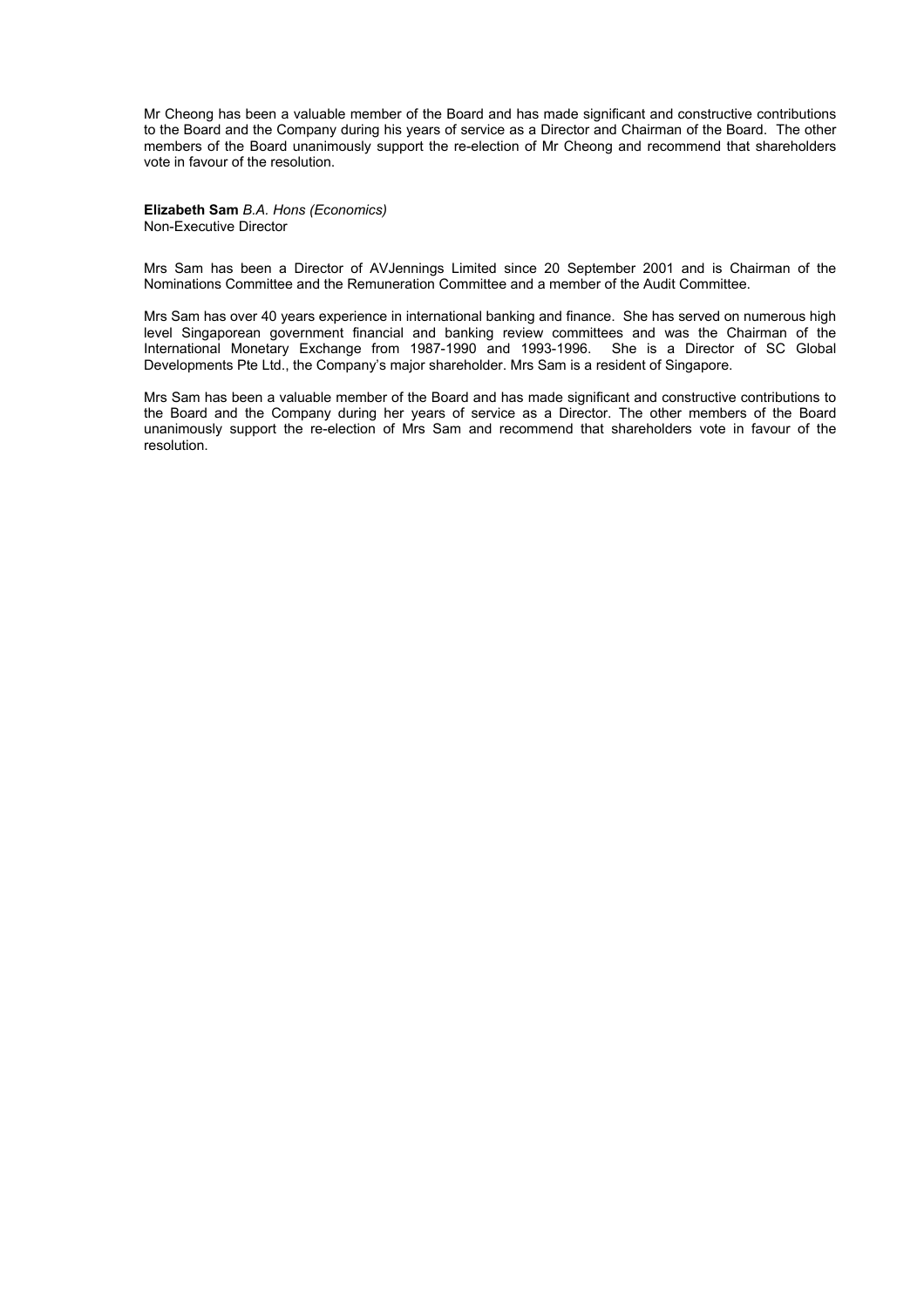Mr Cheong has been a valuable member of the Board and has made significant and constructive contributions to the Board and the Company during his years of service as a Director and Chairman of the Board. The other members of the Board unanimously support the re-election of Mr Cheong and recommend that shareholders vote in favour of the resolution.

**Elizabeth Sam** *B.A. Hons (Economics)*
Non-Executive Director

Mrs Sam has been a Director of AVJennings Limited since 20 September 2001 and is Chairman of the Nominations Committee and the Remuneration Committee and a member of the Audit Committee.

Mrs Sam has over 40 years experience in international banking and finance. She has served on numerous high level Singaporean government financial and banking review committees and was the Chairman of the International Monetary Exchange from 1987-1990 and 1993-1996. She is a Director of SC Global Developments Pte Ltd., the Company's major shareholder. Mrs Sam is a resident of Singapore.

Mrs Sam has been a valuable member of the Board and has made significant and constructive contributions to the Board and the Company during her years of service as a Director. The other members of the Board unanimously support the re-election of Mrs Sam and recommend that shareholders vote in favour of the resolution.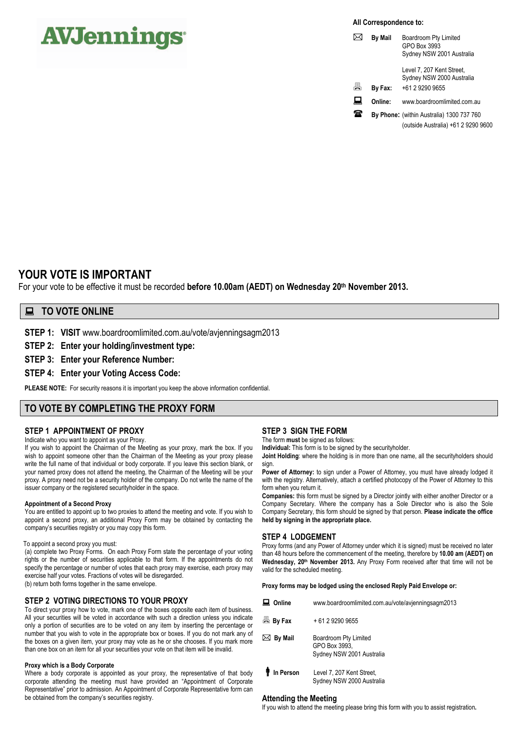AVJennings

**All Correspondence to:**

| | | |
|---|---|---|
| **By Mail** | Boardroom Pty Limited<br>GPO Box 3993<br>Sydney NSW 2001 Australia<br><br>Level 7, 207 Kent Street,<br>Sydney NSW 2000 Australia | |
| **By Fax:** | +61 2 9290 9655 | |
| **Online:** | www.boardroomlimited.com.au | |
| **By Phone:** | (within Australia) 1300 737 760<br>(outside Australia) +61 2 9290 9600 | |

# YOUR VOTE IS IMPORTANT

For your vote to be effective it must be recorded **before 10.00am (AEDT) on Wednesday 20th November 2013.**

## TO VOTE ONLINE

**STEP 1: VISIT** www.boardroomlimited.com.au/vote/avjenningsagm2013

**STEP 2: Enter your holding/investment type:**

**STEP 3: Enter your Reference Number:**

**STEP 4: Enter your Voting Access Code:**

**PLEASE NOTE:** For security reasons it is important you keep the above information confidential.

## TO VOTE BY COMPLETING THE PROXY FORM

### STEP 1 APPOINTMENT OF PROXY

Indicate who you want to appoint as your Proxy.

If you wish to appoint the Chairman of the Meeting as your proxy, mark the box. If you wish to appoint someone other than the Chairman of the Meeting as your proxy please write the full name of that individual or body corporate. If you leave this section blank, or your named proxy does not attend the meeting, the Chairman of the Meeting will be your proxy. A proxy need not be a security holder of the company. Do not write the name of the issuer company or the registered securityholder in the space.

**Appointment of a Second Proxy**

You are entitled to appoint up to two proxies to attend the meeting and vote. If you wish to appoint a second proxy, an additional Proxy Form may be obtained by contacting the company's securities registry or you may copy this form.

To appoint a second proxy you must:

(a) complete two Proxy Forms. On each Proxy Form state the percentage of your voting rights or the number of securities applicable to that form. If the appointments do not specify the percentage or number of votes that each proxy may exercise, each proxy may exercise half your votes. Fractions of votes will be disregarded.

(b) return both forms together in the same envelope.

### STEP 2 VOTING DIRECTIONS TO YOUR PROXY

To direct your proxy how to vote, mark one of the boxes opposite each item of business. All your securities will be voted in accordance with such a direction unless you indicate only a portion of securities are to be voted on any item by inserting the percentage or number that you wish to vote in the appropriate box or boxes. If you do not mark any of the boxes on a given item, your proxy may vote as he or she chooses. If you mark more than one box on an item for all your securities your vote on that item will be invalid.

**Proxy which is a Body Corporate**

Where a body corporate is appointed as your proxy, the representative of that body corporate attending the meeting must have provided an "Appointment of Corporate Representative" prior to admission. An Appointment of Corporate Representative form can be obtained from the company's securities registry.

### STEP 3 SIGN THE FORM

The form **must** be signed as follows:

**Individual:** This form is to be signed by the securityholder.

**Joint Holding**: where the holding is in more than one name, all the securityholders should sign.

**Power of Attorney:** to sign under a Power of Attorney, you must have already lodged it with the registry. Alternatively, attach a certified photocopy of the Power of Attorney to this form when you return it.

**Companies:** this form must be signed by a Director jointly with either another Director or a Company Secretary. Where the company has a Sole Director who is also the Sole Company Secretary, this form should be signed by that person. **Please indicate the office held by signing in the appropriate place.**

### STEP 4 LODGEMENT

Proxy forms (and any Power of Attorney under which it is signed) must be received no later than 48 hours before the commencement of the meeting, therefore by **10.00 am (AEDT) on Wednesday, 20th November 2013.** Any Proxy Form received after that time will not be valid for the scheduled meeting.

**Proxy forms may be lodged using the enclosed Reply Paid Envelope or:**

| | |
|---|---|
| **Online** | www.boardroomlimited.com.au/vote/avjenningsagm2013 |
| **By Fax** | + 61 2 9290 9655 |
| **By Mail** | Boardroom Pty Limited<br>GPO Box 3993,<br>Sydney NSW 2001 Australia |
| **In Person** | Level 7, 207 Kent Street,<br>Sydney NSW 2000 Australia |

### Attending the Meeting

If you wish to attend the meeting please bring this form with you to assist registration.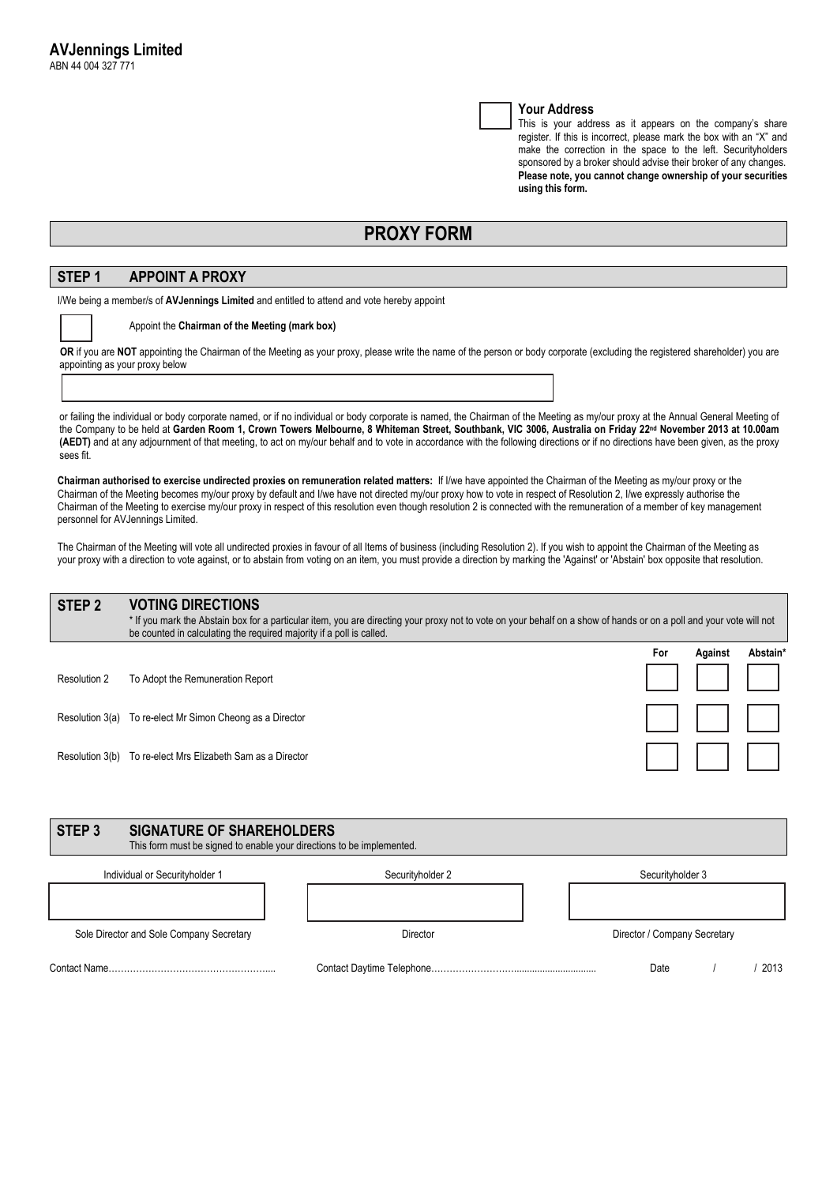**AVJennings Limited**
ABN 44 004 327 771

**Your Address**
This is your address as it appears on the company's share register. If this is incorrect, please mark the box with an "X" and make the correction in the space to the left. Securityholders sponsored by a broker should advise their broker of any changes. **Please note, you cannot change ownership of your securities using this form.**

# PROXY FORM

## STEP 1 APPOINT A PROXY

I/We being a member/s of **AVJennings Limited** and entitled to attend and vote hereby appoint

☐ Appoint the **Chairman of the Meeting (mark box)**

**OR** if you are **NOT** appointing the Chairman of the Meeting as your proxy, please write the name of the person or body corporate (excluding the registered shareholder) you are appointing as your proxy below

or failing the individual or body corporate named, or if no individual or body corporate is named, the Chairman of the Meeting as my/our proxy at the Annual General Meeting of the Company to be held at **Garden Room 1, Crown Towers Melbourne, 8 Whiteman Street, Southbank, VIC 3006, Australia on Friday 22nd November 2013 at 10.00am (AEDT)** and at any adjournment of that meeting, to act on my/our behalf and to vote in accordance with the following directions or if no directions have been given, as the proxy sees fit.

**Chairman authorised to exercise undirected proxies on remuneration related matters:** If I/we have appointed the Chairman of the Meeting as my/our proxy or the Chairman of the Meeting becomes my/our proxy by default and I/we have not directed my/our proxy how to vote in respect of Resolution 2, I/we expressly authorise the Chairman of the Meeting to exercise my/our proxy in respect of this resolution even though resolution 2 is connected with the remuneration of a member of key management personnel for AVJennings Limited.

The Chairman of the Meeting will vote all undirected proxies in favour of all Items of business (including Resolution 2). If you wish to appoint the Chairman of the Meeting as your proxy with a direction to vote against, or to abstain from voting on an item, you must provide a direction by marking the 'Against' or 'Abstain' box opposite that resolution.

## STEP 2 VOTING DIRECTIONS

* If you mark the Abstain box for a particular item, you are directing your proxy not to vote on your behalf on a show of hands or on a poll and your vote will not be counted in calculating the required majority if a poll is called.

| | | For | Against | Abstain* |
|---|---|---|---|---|
| Resolution 2 | To Adopt the Remuneration Report | ☐ | ☐ | ☐ |
| Resolution 3(a) | To re-elect Mr Simon Cheong as a Director | ☐ | ☐ | ☐ |
| Resolution 3(b) | To re-elect Mrs Elizabeth Sam as a Director | ☐ | ☐ | ☐ |

## STEP 3 SIGNATURE OF SHAREHOLDERS

This form must be signed to enable your directions to be implemented.

| Individual or Securityholder 1 | Securityholder 2 | Securityholder 3 |
|---|---|---|
| | | |
| Sole Director and Sole Company Secretary | Director | Director / Company Secretary |

Contact Name……………………………………………... Contact Daytime Telephone…………………….............................. Date / / 2013